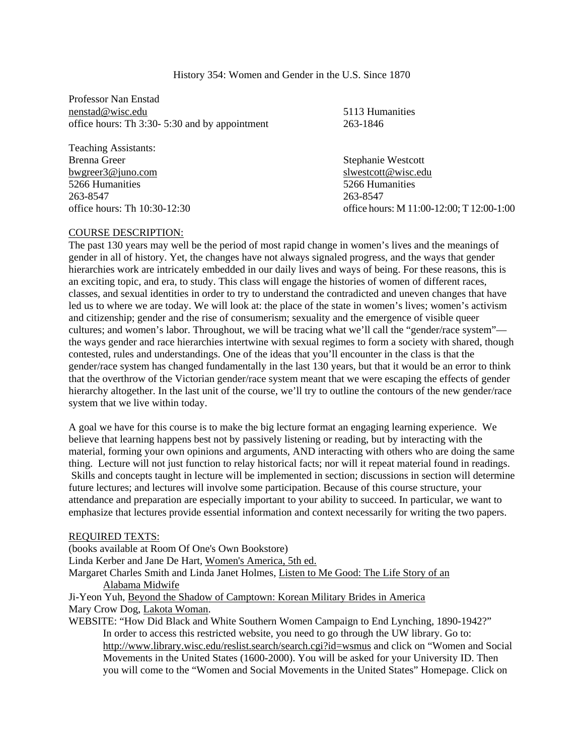# History 354: Women and Gender in the U.S. Since 1870

Professor Nan Enstad
nenstad@wisc.edu
office hours: Th 3:30- 5:30 and by appointment

5113 Humanities
263-1846

Teaching Assistants:

Brenna Greer
bwgreer3@juno.com
5266 Humanities
263-8547
office hours: Th 10:30-12:30

Stephanie Westcott
slwestcott@wisc.edu
5266 Humanities
263-8547
office hours: M 11:00-12:00; T 12:00-1:00

## COURSE DESCRIPTION:

The past 130 years may well be the period of most rapid change in women's lives and the meanings of gender in all of history. Yet, the changes have not always signaled progress, and the ways that gender hierarchies work are intricately embedded in our daily lives and ways of being. For these reasons, this is an exciting topic, and era, to study. This class will engage the histories of women of different races, classes, and sexual identities in order to try to understand the contradicted and uneven changes that have led us to where we are today. We will look at: the place of the state in women's lives; women's activism and citizenship; gender and the rise of consumerism; sexuality and the emergence of visible queer cultures; and women's labor. Throughout, we will be tracing what we'll call the "gender/race system"—the ways gender and race hierarchies intertwine with sexual regimes to form a society with shared, though contested, rules and understandings. One of the ideas that you'll encounter in the class is that the gender/race system has changed fundamentally in the last 130 years, but that it would be an error to think that the overthrow of the Victorian gender/race system meant that we were escaping the effects of gender hierarchy altogether. In the last unit of the course, we'll try to outline the contours of the new gender/race system that we live within today.

A goal we have for this course is to make the big lecture format an engaging learning experience. We believe that learning happens best not by passively listening or reading, but by interacting with the material, forming your own opinions and arguments, AND interacting with others who are doing the same thing. Lecture will not just function to relay historical facts; nor will it repeat material found in readings. Skills and concepts taught in lecture will be implemented in section; discussions in section will determine future lectures; and lectures will involve some participation. Because of this course structure, your attendance and preparation are especially important to your ability to succeed. In particular, we want to emphasize that lectures provide essential information and context necessarily for writing the two papers.

## REQUIRED TEXTS:

(books available at Room Of One's Own Bookstore)

Linda Kerber and Jane De Hart, Women's America, 5th ed.

Margaret Charles Smith and Linda Janet Holmes, Listen to Me Good: The Life Story of an Alabama Midwife

Ji-Yeon Yuh, Beyond the Shadow of Camptown: Korean Military Brides in America

Mary Crow Dog, Lakota Woman.

WEBSITE: "How Did Black and White Southern Women Campaign to End Lynching, 1890-1942?" In order to access this restricted website, you need to go through the UW library. Go to: http://www.library.wisc.edu/reslist.search/search.cgi?id=wsmus and click on "Women and Social Movements in the United States (1600-2000). You will be asked for your University ID. Then you will come to the "Women and Social Movements in the United States" Homepage. Click on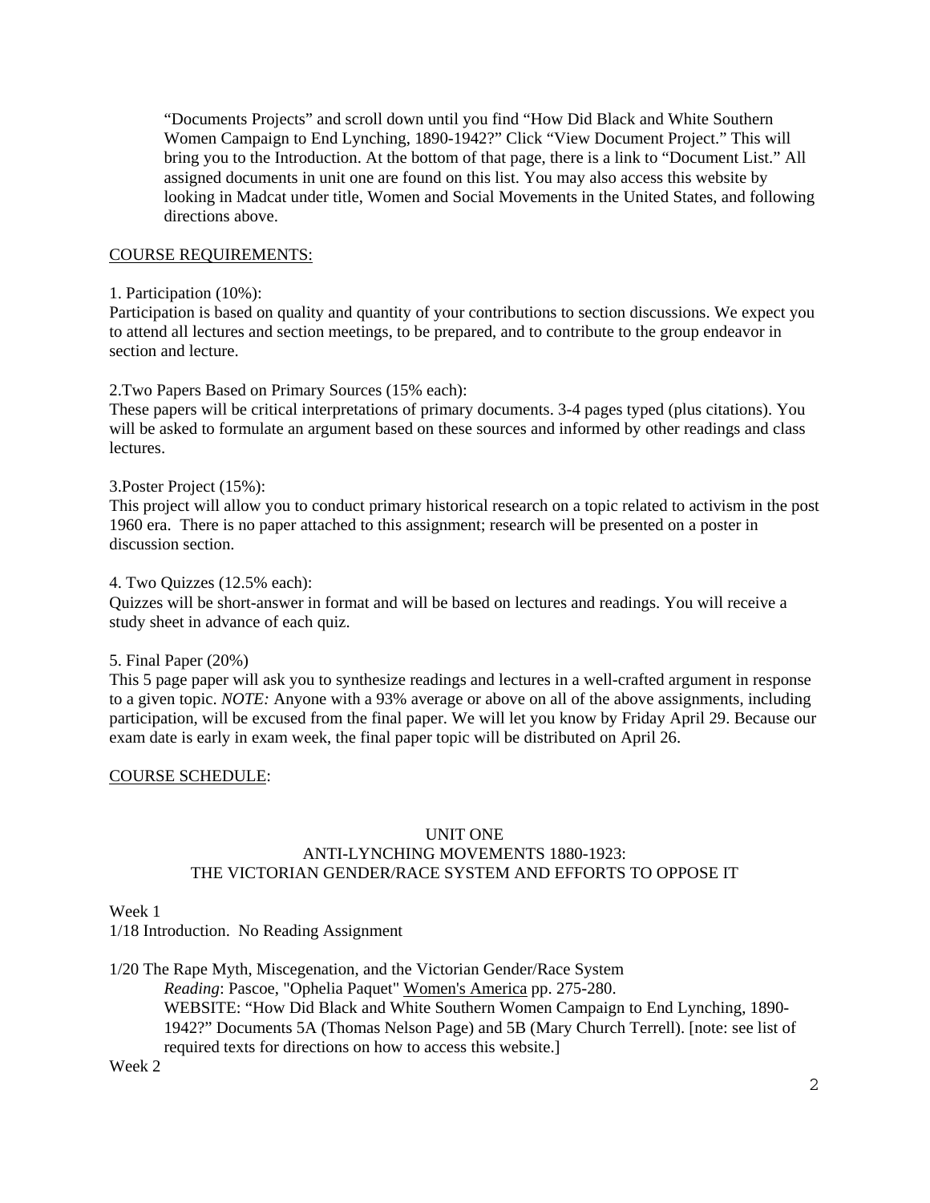"Documents Projects" and scroll down until you find "How Did Black and White Southern Women Campaign to End Lynching, 1890-1942?" Click "View Document Project." This will bring you to the Introduction. At the bottom of that page, there is a link to "Document List." All assigned documents in unit one are found on this list. You may also access this website by looking in Madcat under title, Women and Social Movements in the United States, and following directions above.

## COURSE REQUIREMENTS:

1. Participation (10%):

Participation is based on quality and quantity of your contributions to section discussions. We expect you to attend all lectures and section meetings, to be prepared, and to contribute to the group endeavor in section and lecture.

2.Two Papers Based on Primary Sources (15% each):

These papers will be critical interpretations of primary documents. 3-4 pages typed (plus citations). You will be asked to formulate an argument based on these sources and informed by other readings and class lectures.

3.Poster Project (15%):

This project will allow you to conduct primary historical research on a topic related to activism in the post 1960 era. There is no paper attached to this assignment; research will be presented on a poster in discussion section.

4. Two Quizzes (12.5% each):

Quizzes will be short-answer in format and will be based on lectures and readings. You will receive a study sheet in advance of each quiz.

5. Final Paper (20%)

This 5 page paper will ask you to synthesize readings and lectures in a well-crafted argument in response to a given topic. *NOTE:* Anyone with a 93% average or above on all of the above assignments, including participation, will be excused from the final paper. We will let you know by Friday April 29. Because our exam date is early in exam week, the final paper topic will be distributed on April 26.

## COURSE SCHEDULE:

### UNIT ONE
### ANTI-LYNCHING MOVEMENTS 1880-1923:
### THE VICTORIAN GENDER/RACE SYSTEM AND EFFORTS TO OPPOSE IT

Week 1

1/18 Introduction. No Reading Assignment

1/20 The Rape Myth, Miscegenation, and the Victorian Gender/Race System

*Reading*: Pascoe, "Ophelia Paquet" Women's America pp. 275-280.

WEBSITE: "How Did Black and White Southern Women Campaign to End Lynching, 1890-1942?" Documents 5A (Thomas Nelson Page) and 5B (Mary Church Terrell). [note: see list of required texts for directions on how to access this website.]

Week 2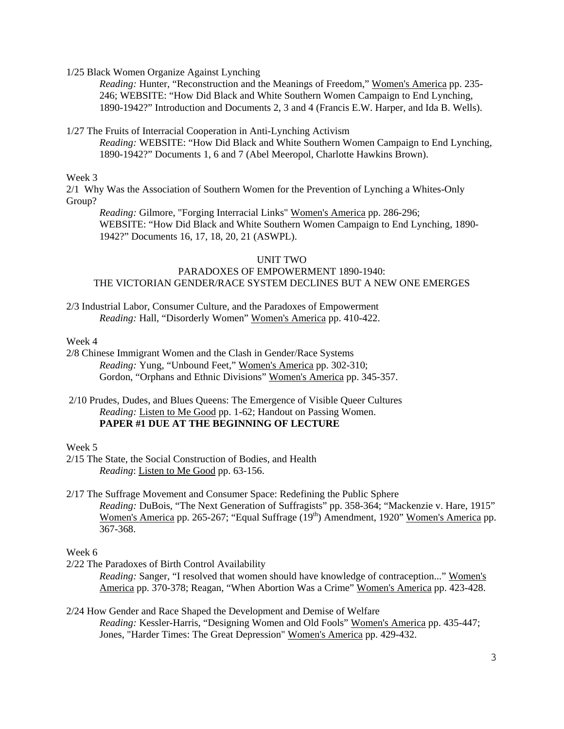1/25 Black Women Organize Against Lynching

*Reading:* Hunter, "Reconstruction and the Meanings of Freedom," Women's America pp. 235-246; WEBSITE: "How Did Black and White Southern Women Campaign to End Lynching, 1890-1942?" Introduction and Documents 2, 3 and 4 (Francis E.W. Harper, and Ida B. Wells).

1/27 The Fruits of Interracial Cooperation in Anti-Lynching Activism

*Reading:* WEBSITE: "How Did Black and White Southern Women Campaign to End Lynching, 1890-1942?" Documents 1, 6 and 7 (Abel Meeropol, Charlotte Hawkins Brown).

Week 3

2/1 Why Was the Association of Southern Women for the Prevention of Lynching a Whites-Only Group?

*Reading:* Gilmore, "Forging Interracial Links" Women's America pp. 286-296; WEBSITE: "How Did Black and White Southern Women Campaign to End Lynching, 1890-1942?" Documents 16, 17, 18, 20, 21 (ASWPL).

## UNIT TWO
## PARADOXES OF EMPOWERMENT 1890-1940: THE VICTORIAN GENDER/RACE SYSTEM DECLINES BUT A NEW ONE EMERGES

2/3 Industrial Labor, Consumer Culture, and the Paradoxes of Empowerment

*Reading:* Hall, "Disorderly Women" Women's America pp. 410-422.

Week 4

2/8 Chinese Immigrant Women and the Clash in Gender/Race Systems

*Reading:* Yung, "Unbound Feet," Women's America pp. 302-310; Gordon, "Orphans and Ethnic Divisions" Women's America pp. 345-357.

2/10 Prudes, Dudes, and Blues Queens: The Emergence of Visible Queer Cultures

*Reading:* Listen to Me Good pp. 1-62; Handout on Passing Women.

**PAPER #1 DUE AT THE BEGINNING OF LECTURE**

Week 5

2/15 The State, the Social Construction of Bodies, and Health

*Reading*: Listen to Me Good pp. 63-156.

2/17 The Suffrage Movement and Consumer Space: Redefining the Public Sphere

*Reading:* DuBois, "The Next Generation of Suffragists" pp. 358-364; "Mackenzie v. Hare, 1915" Women's America pp. 265-267; "Equal Suffrage (19th) Amendment, 1920" Women's America pp. 367-368.

Week 6

2/22 The Paradoxes of Birth Control Availability

*Reading:* Sanger, "I resolved that women should have knowledge of contraception..." Women's America pp. 370-378; Reagan, "When Abortion Was a Crime" Women's America pp. 423-428.

2/24 How Gender and Race Shaped the Development and Demise of Welfare

*Reading:* Kessler-Harris, "Designing Women and Old Fools" Women's America pp. 435-447; Jones, "Harder Times: The Great Depression" Women's America pp. 429-432.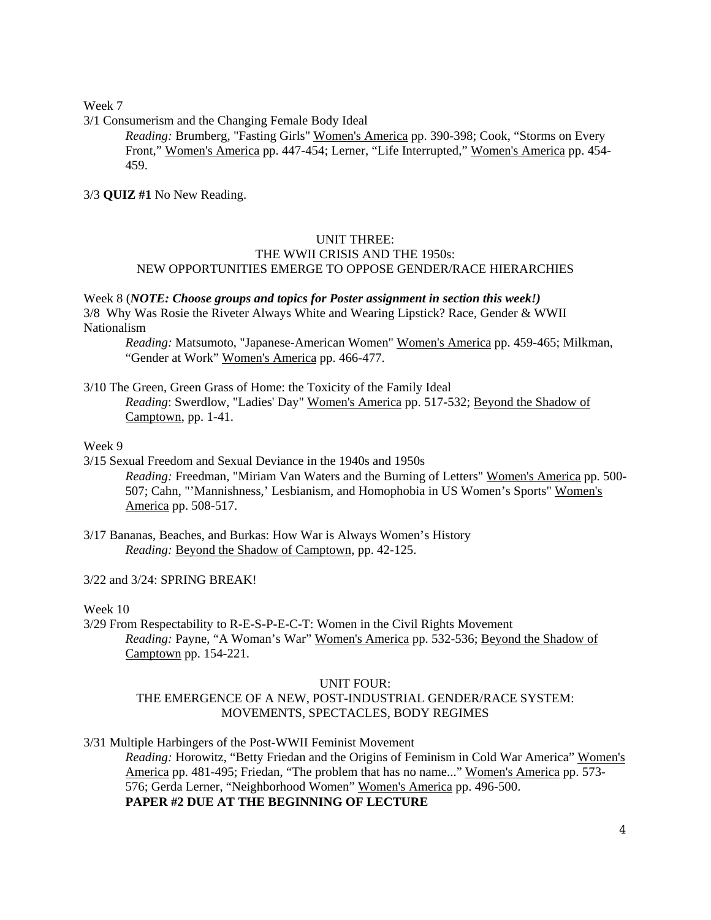Week 7

3/1 Consumerism and the Changing Female Body Ideal

*Reading:* Brumberg, "Fasting Girls" Women's America pp. 390-398; Cook, "Storms on Every Front," Women's America pp. 447-454; Lerner, "Life Interrupted," Women's America pp. 454-459.

3/3 **QUIZ #1** No New Reading.

## UNIT THREE:
## THE WWII CRISIS AND THE 1950s:
## NEW OPPORTUNITIES EMERGE TO OPPOSE GENDER/RACE HIERARCHIES

Week 8 (***NOTE: Choose groups and topics for Poster assignment in section this week!)***

3/8 Why Was Rosie the Riveter Always White and Wearing Lipstick? Race, Gender & WWII Nationalism

*Reading:* Matsumoto, "Japanese-American Women" Women's America pp. 459-465; Milkman, "Gender at Work" Women's America pp. 466-477.

3/10 The Green, Green Grass of Home: the Toxicity of the Family Ideal

*Reading*: Swerdlow, "Ladies' Day" Women's America pp. 517-532; Beyond the Shadow of Camptown, pp. 1-41.

Week 9

3/15 Sexual Freedom and Sexual Deviance in the 1940s and 1950s

*Reading:* Freedman, "Miriam Van Waters and the Burning of Letters" Women's America pp. 500-507; Cahn, "'Mannishness,' Lesbianism, and Homophobia in US Women's Sports" Women's America pp. 508-517.

3/17 Bananas, Beaches, and Burkas: How War is Always Women's History

*Reading:* Beyond the Shadow of Camptown, pp. 42-125.

3/22 and 3/24: SPRING BREAK!

Week 10

3/29 From Respectability to R-E-S-P-E-C-T: Women in the Civil Rights Movement

*Reading:* Payne, "A Woman's War" Women's America pp. 532-536; Beyond the Shadow of Camptown pp. 154-221.

## UNIT FOUR:
## THE EMERGENCE OF A NEW, POST-INDUSTRIAL GENDER/RACE SYSTEM:
## MOVEMENTS, SPECTACLES, BODY REGIMES

3/31 Multiple Harbingers of the Post-WWII Feminist Movement

*Reading:* Horowitz, "Betty Friedan and the Origins of Feminism in Cold War America" Women's America pp. 481-495; Friedan, "The problem that has no name..." Women's America pp. 573-576; Gerda Lerner, "Neighborhood Women" Women's America pp. 496-500.

**PAPER #2 DUE AT THE BEGINNING OF LECTURE**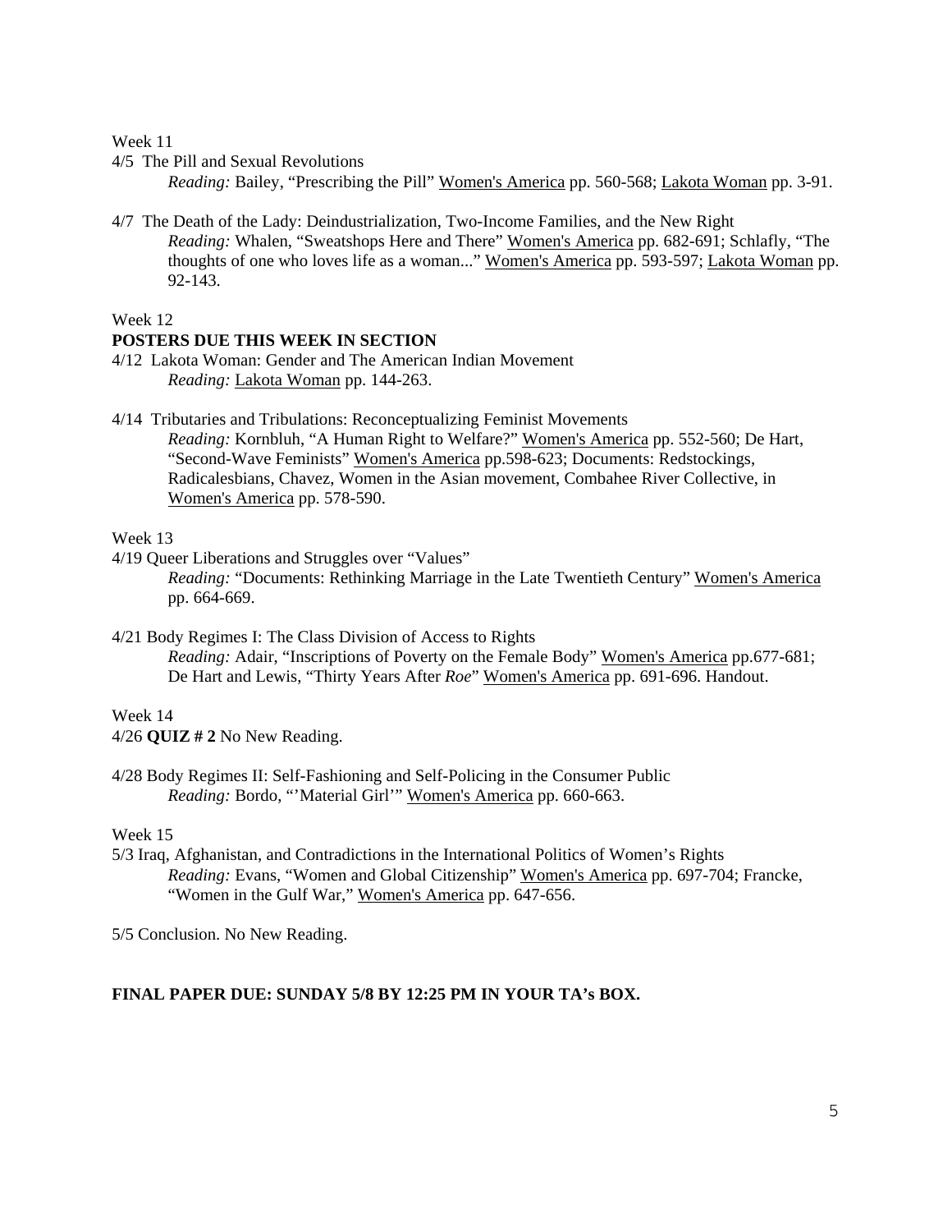Week 11

4/5 The Pill and Sexual Revolutions

*Reading:* Bailey, "Prescribing the Pill" Women's America pp. 560-568; Lakota Woman pp. 3-91.

4/7 The Death of the Lady: Deindustrialization, Two-Income Families, and the New Right

*Reading:* Whalen, "Sweatshops Here and There" Women's America pp. 682-691; Schlafly, "The thoughts of one who loves life as a woman..." Women's America pp. 593-597; Lakota Woman pp. 92-143.

Week 12

**POSTERS DUE THIS WEEK IN SECTION**

4/12 Lakota Woman: Gender and The American Indian Movement

*Reading:* Lakota Woman pp. 144-263.

4/14 Tributaries and Tribulations: Reconceptualizing Feminist Movements

*Reading:* Kornbluh, "A Human Right to Welfare?" Women's America pp. 552-560; De Hart, "Second-Wave Feminists" Women's America pp.598-623; Documents: Redstockings, Radicalesbians, Chavez, Women in the Asian movement, Combahee River Collective, in Women's America pp. 578-590.

Week 13

4/19 Queer Liberations and Struggles over "Values"

*Reading:* "Documents: Rethinking Marriage in the Late Twentieth Century" Women's America pp. 664-669.

4/21 Body Regimes I: The Class Division of Access to Rights

*Reading:* Adair, "Inscriptions of Poverty on the Female Body" Women's America pp.677-681; De Hart and Lewis, "Thirty Years After *Roe*" Women's America pp. 691-696. Handout.

Week 14

4/26 **QUIZ # 2** No New Reading.

4/28 Body Regimes II: Self-Fashioning and Self-Policing in the Consumer Public

*Reading:* Bordo, "'Material Girl'" Women's America pp. 660-663.

Week 15

5/3 Iraq, Afghanistan, and Contradictions in the International Politics of Women's Rights

*Reading:* Evans, "Women and Global Citizenship" Women's America pp. 697-704; Francke, "Women in the Gulf War," Women's America pp. 647-656.

5/5 Conclusion. No New Reading.

**FINAL PAPER DUE: SUNDAY 5/8 BY 12:25 PM IN YOUR TA's BOX.**